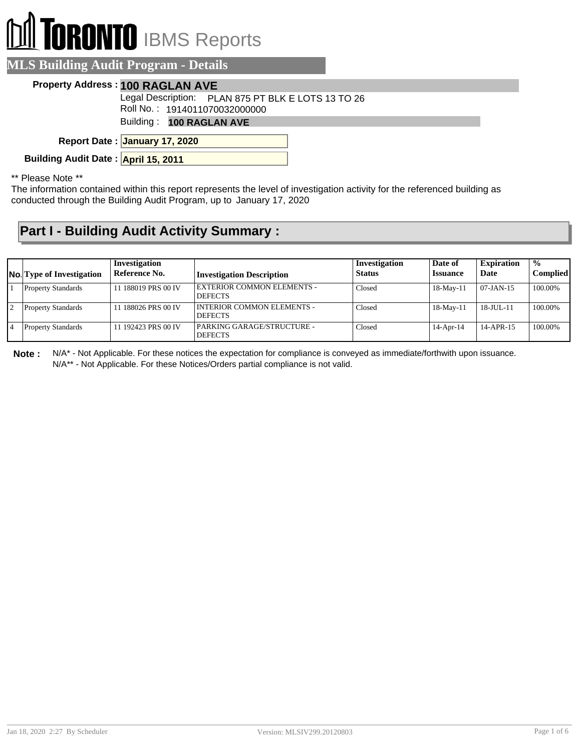# TORONTO IBMS Reports

## MLS Building Audit Program - Details

**Property Address :** **100 RAGLAN AVE**

Legal Description: PLAN 875 PT BLK E LOTS 13 TO 26

Roll No. : 1914011070032000000

Building : **100 RAGLAN AVE**

**Report Date :** **January 17, 2020**

**Building Audit Date :** **April 15, 2011**

** Please Note **

The information contained within this report represents the level of investigation activity for the referenced building as conducted through the Building Audit Program, up to January 17, 2020

## Part I - Building Audit Activity Summary :

| No. | Type of Investigation | Investigation Reference No. | Investigation Description | Investigation Status | Date of Issuance | Expiration Date | % Complied |
|---|---|---|---|---|---|---|---|
| 1 | Property Standards | 11 188019 PRS 00 IV | EXTERIOR COMMON ELEMENTS - DEFECTS | Closed | 18-May-11 | 07-JAN-15 | 100.00% |
| 2 | Property Standards | 11 188026 PRS 00 IV | INTERIOR COMMON ELEMENTS - DEFECTS | Closed | 18-May-11 | 18-JUL-11 | 100.00% |
| 4 | Property Standards | 11 192423 PRS 00 IV | PARKING GARAGE/STRUCTURE - DEFECTS | Closed | 14-Apr-14 | 14-APR-15 | 100.00% |

**Note :** N/A* - Not Applicable. For these notices the expectation for compliance is conveyed as immediate/forthwith upon issuance.
N/A** - Not Applicable. For these Notices/Orders partial compliance is not valid.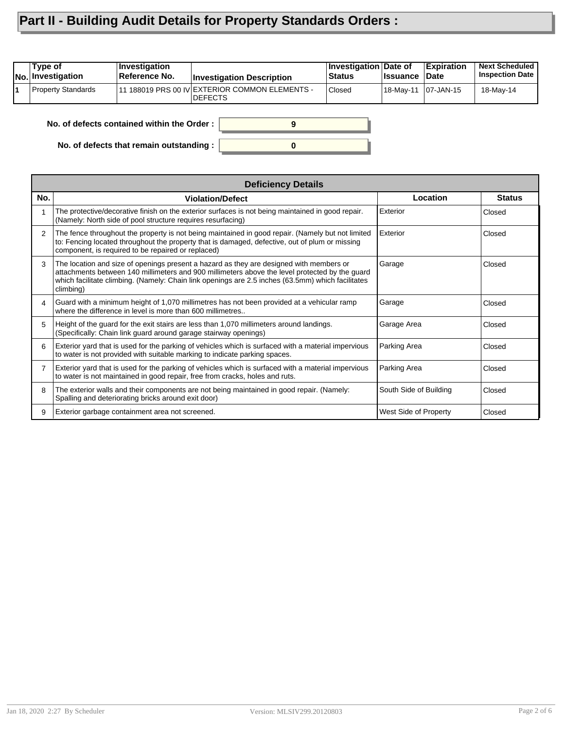# Part II - Building Audit Details for Property Standards Orders :

| No. | Type of Investigation | Investigation Reference No. | Investigation Description | Investigation Status | Date of Issuance | Expiration Date | Next Scheduled Inspection Date |
|---|---|---|---|---|---|---|---|
| 1 | Property Standards | 11 188019 PRS 00 IV | EXTERIOR COMMON ELEMENTS - DEFECTS | Closed | 18-May-11 | 07-JAN-15 | 18-May-14 |

**No. of defects contained within the Order :** 9

**No. of defects that remain outstanding :** 0

**Deficiency Details**

| No. | Violation/Defect | Location | Status |
|---|---|---|---|
| 1 | The protective/decorative finish on the exterior surfaces is not being maintained in good repair. (Namely: North side of pool structure requires resurfacing) | Exterior | Closed |
| 2 | The fence throughout the property is not being maintained in good repair. (Namely but not limited to: Fencing located throughout the property that is damaged, defective, out of plum or missing component, is required to be repaired or replaced) | Exterior | Closed |
| 3 | The location and size of openings present a hazard as they are designed with members or attachments between 140 millimeters and 900 millimeters above the level protected by the guard which facilitate climbing. (Namely: Chain link openings are 2.5 inches (63.5mm) which facilitates climbing) | Garage | Closed |
| 4 | Guard with a minimum height of 1,070 millimetres has not been provided at a vehicular ramp where the difference in level is more than 600 millimetres.. | Garage | Closed |
| 5 | Height of the guard for the exit stairs are less than 1,070 millimeters around landings. (Specifically: Chain link guard around garage stairway openings) | Garage Area | Closed |
| 6 | Exterior yard that is used for the parking of vehicles which is surfaced with a material impervious to water is not provided with suitable marking to indicate parking spaces. | Parking Area | Closed |
| 7 | Exterior yard that is used for the parking of vehicles which is surfaced with a material impervious to water is not maintained in good repair, free from cracks, holes and ruts. | Parking Area | Closed |
| 8 | The exterior walls and their components are not being maintained in good repair. (Namely: Spalling and deteriorating bricks around exit door) | South Side of Building | Closed |
| 9 | Exterior garbage containment area not screened. | West Side of Property | Closed |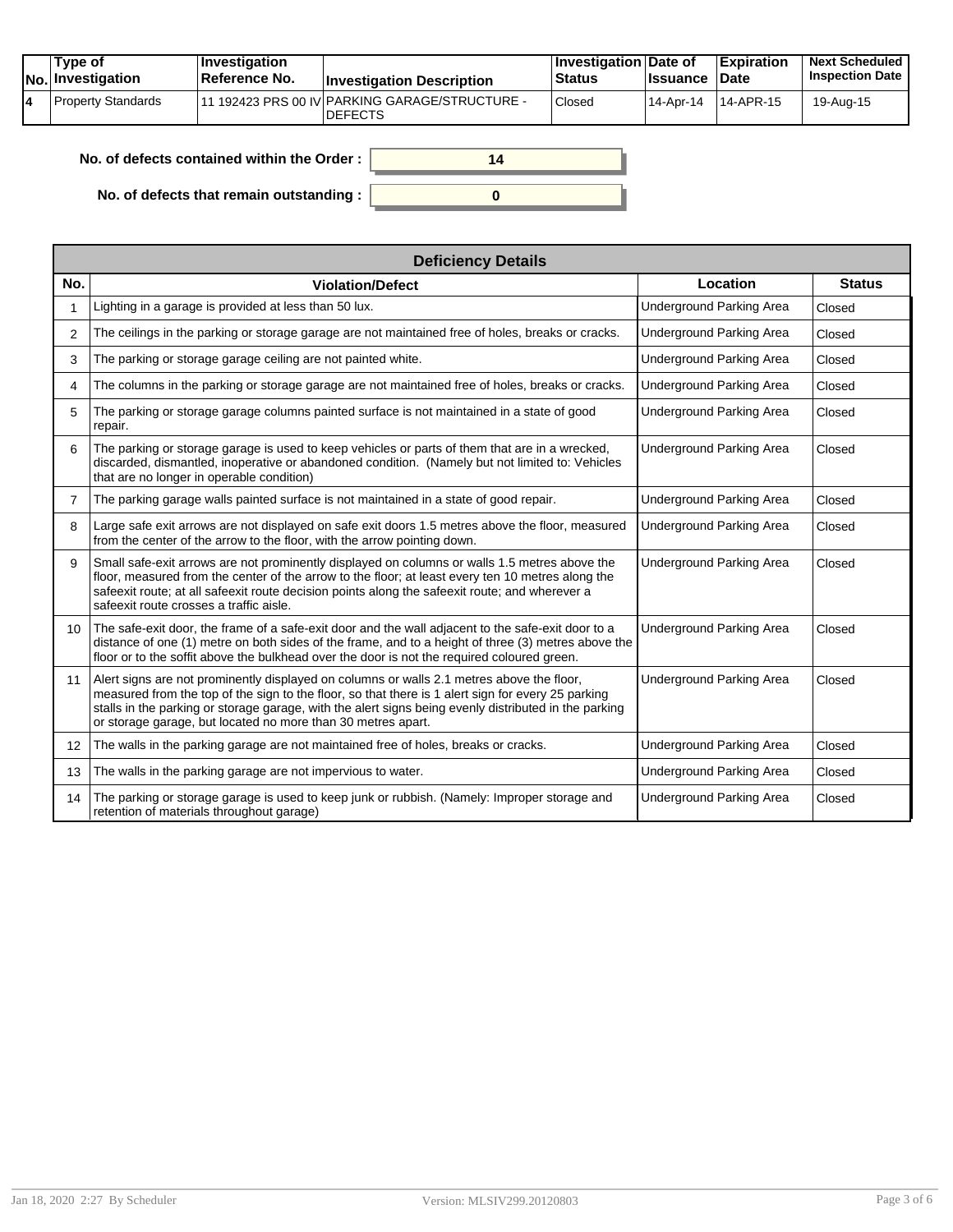| No. | Type of Investigation | Investigation Reference No. | Investigation Description | Investigation Status | Date of Issuance | Expiration Date | Next Scheduled Inspection Date |
|---|---|---|---|---|---|---|---|
| 4 | Property Standards | 11 192423 PRS 00 IV | PARKING GARAGE/STRUCTURE - DEFECTS | Closed | 14-Apr-14 | 14-APR-15 | 19-Aug-15 |

**No. of defects contained within the Order :** 14

**No. of defects that remain outstanding :** 0

**Deficiency Details**

| No. | Violation/Defect | Location | Status |
|---|---|---|---|
| 1 | Lighting in a garage is provided at less than 50 lux. | Underground Parking Area | Closed |
| 2 | The ceilings in the parking or storage garage are not maintained free of holes, breaks or cracks. | Underground Parking Area | Closed |
| 3 | The parking or storage garage ceiling are not painted white. | Underground Parking Area | Closed |
| 4 | The columns in the parking or storage garage are not maintained free of holes, breaks or cracks. | Underground Parking Area | Closed |
| 5 | The parking or storage garage columns painted surface is not maintained in a state of good repair. | Underground Parking Area | Closed |
| 6 | The parking or storage garage is used to keep vehicles or parts of them that are in a wrecked, discarded, dismantled, inoperative or abandoned condition. (Namely but not limited to: Vehicles that are no longer in operable condition) | Underground Parking Area | Closed |
| 7 | The parking garage walls painted surface is not maintained in a state of good repair. | Underground Parking Area | Closed |
| 8 | Large safe exit arrows are not displayed on safe exit doors 1.5 metres above the floor, measured from the center of the arrow to the floor, with the arrow pointing down. | Underground Parking Area | Closed |
| 9 | Small safe-exit arrows are not prominently displayed on columns or walls 1.5 metres above the floor, measured from the center of the arrow to the floor; at least every ten 10 metres along the safeexit route; at all safeexit route decision points along the safeexit route; and wherever a safeexit route crosses a traffic aisle. | Underground Parking Area | Closed |
| 10 | The safe-exit door, the frame of a safe-exit door and the wall adjacent to the safe-exit door to a distance of one (1) metre on both sides of the frame, and to a height of three (3) metres above the floor or to the soffit above the bulkhead over the door is not the required coloured green. | Underground Parking Area | Closed |
| 11 | Alert signs are not prominently displayed on columns or walls 2.1 metres above the floor, measured from the top of the sign to the floor, so that there is 1 alert sign for every 25 parking stalls in the parking or storage garage, with the alert signs being evenly distributed in the parking or storage garage, but located no more than 30 metres apart. | Underground Parking Area | Closed |
| 12 | The walls in the parking garage are not maintained free of holes, breaks or cracks. | Underground Parking Area | Closed |
| 13 | The walls in the parking garage are not impervious to water. | Underground Parking Area | Closed |
| 14 | The parking or storage garage is used to keep junk or rubbish. (Namely: Improper storage and retention of materials throughout garage) | Underground Parking Area | Closed |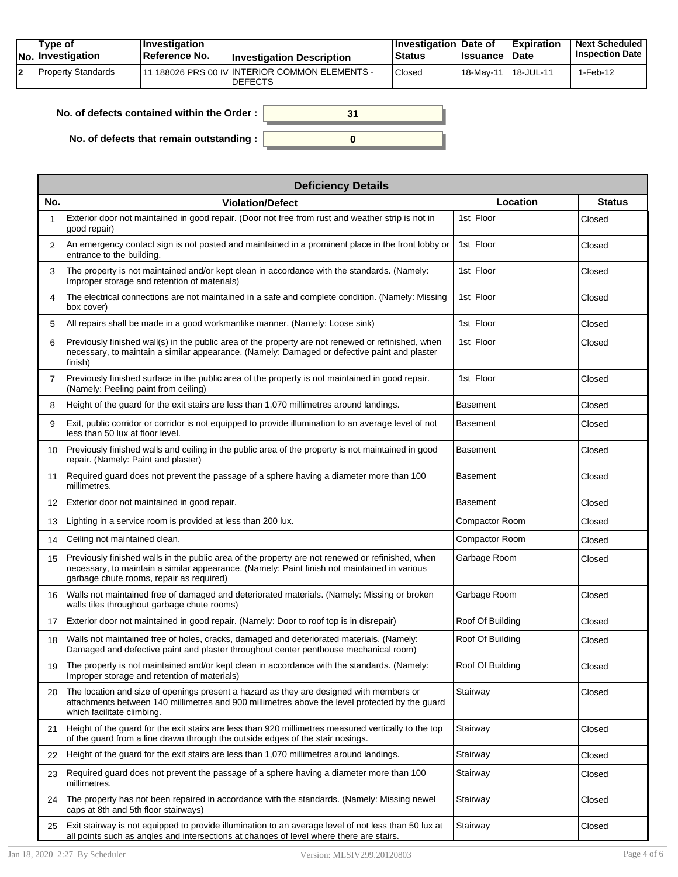| No. | Type of Investigation | Investigation Reference No. | Investigation Description | Investigation Status | Date of Issuance | Expiration Date | Next Scheduled Inspection Date |
|---|---|---|---|---|---|---|---|
| 2 | Property Standards | 11 188026 PRS 00 IV | INTERIOR COMMON ELEMENTS - DEFECTS | Closed | 18-May-11 | 18-JUL-11 | 1-Feb-12 |

**No. of defects contained within the Order :** 31

**No. of defects that remain outstanding :** 0

| Deficiency Details | | | |
|---|---|---|---|
| **No.** | **Violation/Defect** | **Location** | **Status** |
| 1 | Exterior door not maintained in good repair. (Door not free from rust and weather strip is not in good repair) | 1st Floor | Closed |
| 2 | An emergency contact sign is not posted and maintained in a prominent place in the front lobby or entrance to the building. | 1st Floor | Closed |
| 3 | The property is not maintained and/or kept clean in accordance with the standards. (Namely: Improper storage and retention of materials) | 1st Floor | Closed |
| 4 | The electrical connections are not maintained in a safe and complete condition. (Namely: Missing box cover) | 1st Floor | Closed |
| 5 | All repairs shall be made in a good workmanlike manner. (Namely: Loose sink) | 1st Floor | Closed |
| 6 | Previously finished wall(s) in the public area of the property are not renewed or refinished, when necessary, to maintain a similar appearance. (Namely: Damaged or defective paint and plaster finish) | 1st Floor | Closed |
| 7 | Previously finished surface in the public area of the property is not maintained in good repair. (Namely: Peeling paint from ceiling) | 1st Floor | Closed |
| 8 | Height of the guard for the exit stairs are less than 1,070 millimetres around landings. | Basement | Closed |
| 9 | Exit, public corridor or corridor is not equipped to provide illumination to an average level of not less than 50 lux at floor level. | Basement | Closed |
| 10 | Previously finished walls and ceiling in the public area of the property is not maintained in good repair. (Namely: Paint and plaster) | Basement | Closed |
| 11 | Required guard does not prevent the passage of a sphere having a diameter more than 100 millimetres. | Basement | Closed |
| 12 | Exterior door not maintained in good repair. | Basement | Closed |
| 13 | Lighting in a service room is provided at less than 200 lux. | Compactor Room | Closed |
| 14 | Ceiling not maintained clean. | Compactor Room | Closed |
| 15 | Previously finished walls in the public area of the property are not renewed or refinished, when necessary, to maintain a similar appearance. (Namely: Paint finish not maintained in various garbage chute rooms, repair as required) | Garbage Room | Closed |
| 16 | Walls not maintained free of damaged and deteriorated materials. (Namely: Missing or broken walls tiles throughout garbage chute rooms) | Garbage Room | Closed |
| 17 | Exterior door not maintained in good repair. (Namely: Door to roof top is in disrepair) | Roof Of Building | Closed |
| 18 | Walls not maintained free of holes, cracks, damaged and deteriorated materials. (Namely: Damaged and defective paint and plaster throughout center penthouse mechanical room) | Roof Of Building | Closed |
| 19 | The property is not maintained and/or kept clean in accordance with the standards. (Namely: Improper storage and retention of materials) | Roof Of Building | Closed |
| 20 | The location and size of openings present a hazard as they are designed with members or attachments between 140 millimetres and 900 millimetres above the level protected by the guard which facilitate climbing. | Stairway | Closed |
| 21 | Height of the guard for the exit stairs are less than 920 millimetres measured vertically to the top of the guard from a line drawn through the outside edges of the stair nosings. | Stairway | Closed |
| 22 | Height of the guard for the exit stairs are less than 1,070 millimetres around landings. | Stairway | Closed |
| 23 | Required guard does not prevent the passage of a sphere having a diameter more than 100 millimetres. | Stairway | Closed |
| 24 | The property has not been repaired in accordance with the standards. (Namely: Missing newel caps at 8th and 5th floor stairways) | Stairway | Closed |
| 25 | Exit stairway is not equipped to provide illumination to an average level of not less than 50 lux at all points such as angles and intersections at changes of level where there are stairs. | Stairway | Closed |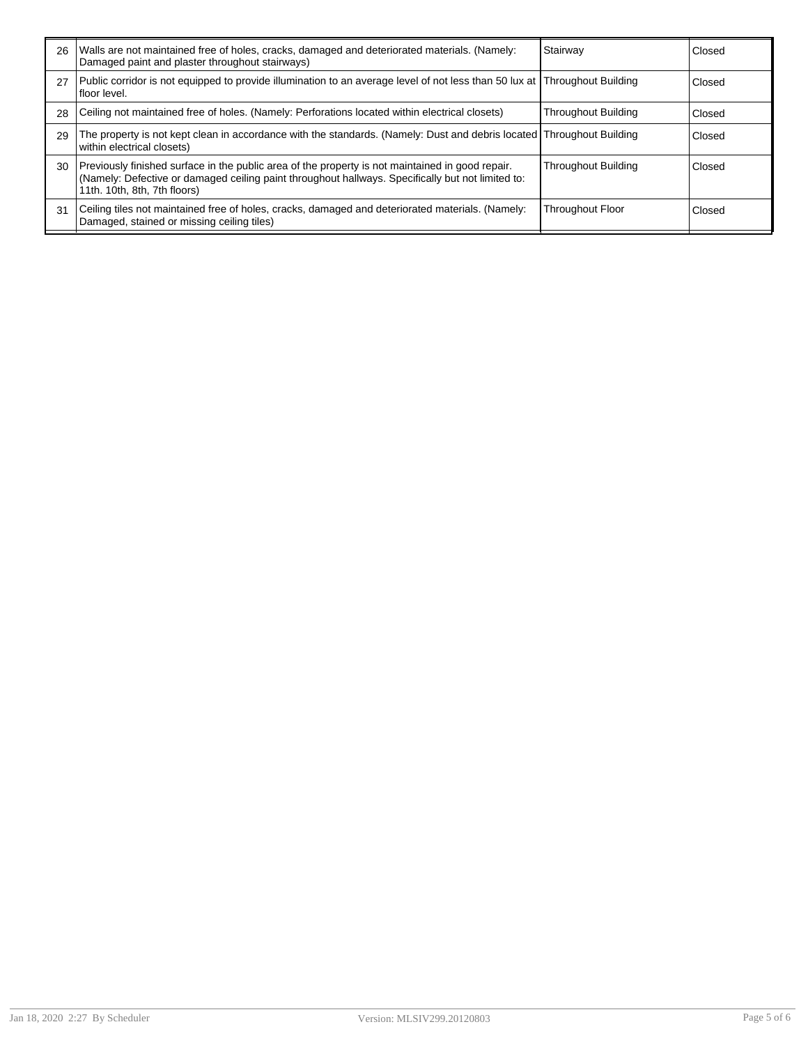| | | | |
|---|---|---|---|
| 26 | Walls are not maintained free of holes, cracks, damaged and deteriorated materials. (Namely: Damaged paint and plaster throughout stairways) | Stairway | Closed |
| 27 | Public corridor is not equipped to provide illumination to an average level of not less than 50 lux at floor level. | Throughout Building | Closed |
| 28 | Ceiling not maintained free of holes. (Namely: Perforations located within electrical closets) | Throughout Building | Closed |
| 29 | The property is not kept clean in accordance with the standards. (Namely: Dust and debris located within electrical closets) | Throughout Building | Closed |
| 30 | Previously finished surface in the public area of the property is not maintained in good repair. (Namely: Defective or damaged ceiling paint throughout hallways. Specifically but not limited to: 11th. 10th, 8th, 7th floors) | Throughout Building | Closed |
| 31 | Ceiling tiles not maintained free of holes, cracks, damaged and deteriorated materials. (Namely: Damaged, stained or missing ceiling tiles) | Throughout Floor | Closed |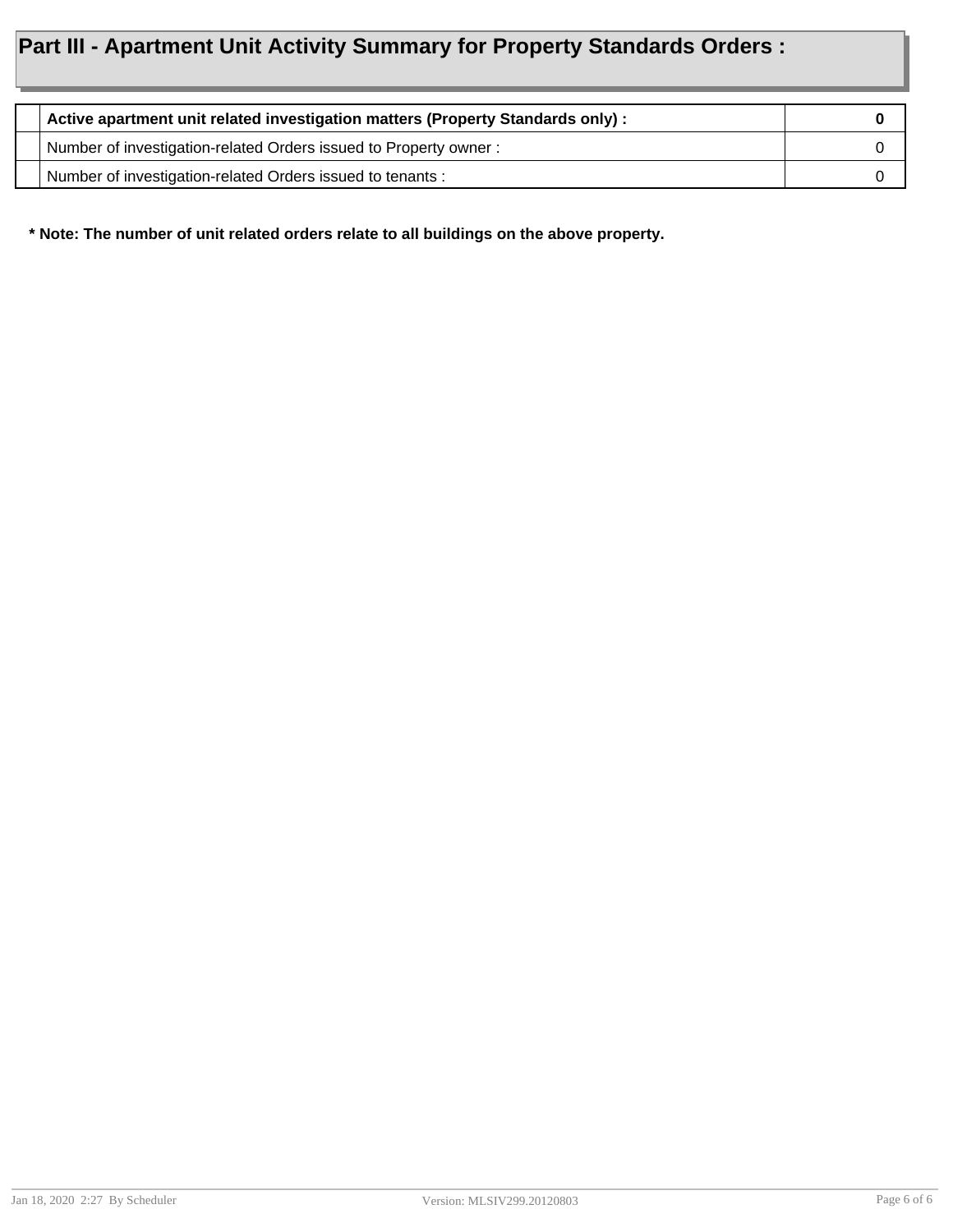## Part III - Apartment Unit Activity Summary for Property Standards Orders :

| | | |
|---|---|---|
| | **Active apartment unit related investigation matters (Property Standards only) :** | **0** |
| | Number of investigation-related Orders issued to Property owner : | 0 |
| | Number of investigation-related Orders issued to tenants : | 0 |

**\* Note: The number of unit related orders relate to all buildings on the above property.**

Jan 18, 2020 2:27 By Scheduler Version: MLSIV299.20120803